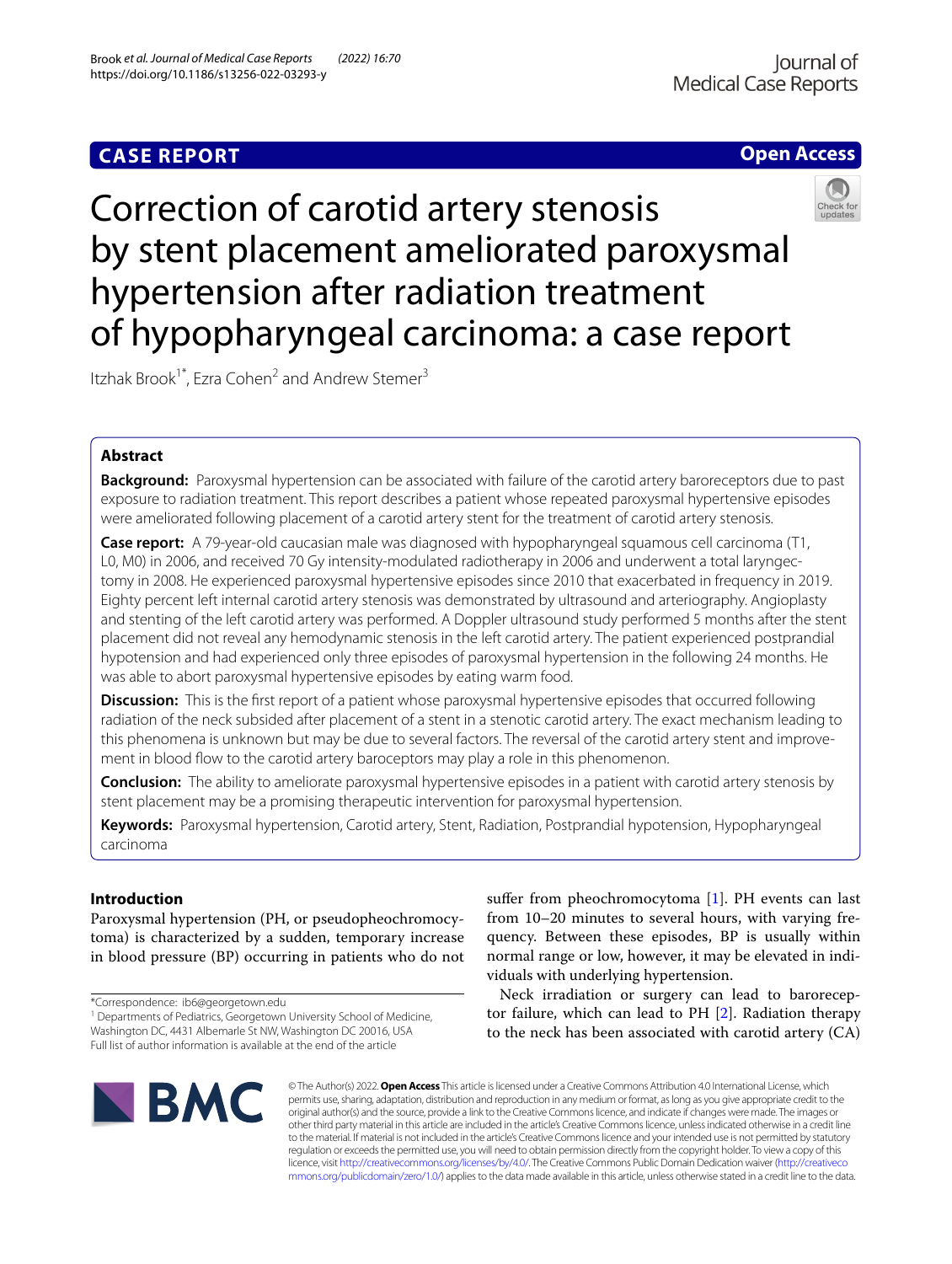CASE REPORT

Open Access

# Correction of carotid artery stenosis by stent placement ameliorated paroxysmal hypertension after radiation treatment of hypopharyngeal carcinoma: a case report

Itzhak Brook[1*], Ezra Cohen[2] and Andrew Stemer[3]

## Abstract

**Background:** Paroxysmal hypertension can be associated with failure of the carotid artery baroreceptors due to past exposure to radiation treatment. This report describes a patient whose repeated paroxysmal hypertensive episodes were ameliorated following placement of a carotid artery stent for the treatment of carotid artery stenosis.

**Case report:** A 79-year-old caucasian male was diagnosed with hypopharyngeal squamous cell carcinoma (T1, L0, M0) in 2006, and received 70 Gy intensity-modulated radiotherapy in 2006 and underwent a total laryngectomy in 2008. He experienced paroxysmal hypertensive episodes since 2010 that exacerbated in frequency in 2019. Eighty percent left internal carotid artery stenosis was demonstrated by ultrasound and arteriography. Angioplasty and stenting of the left carotid artery was performed. A Doppler ultrasound study performed 5 months after the stent placement did not reveal any hemodynamic stenosis in the left carotid artery. The patient experienced postprandial hypotension and had experienced only three episodes of paroxysmal hypertension in the following 24 months. He was able to abort paroxysmal hypertensive episodes by eating warm food.

**Discussion:** This is the first report of a patient whose paroxysmal hypertensive episodes that occurred following radiation of the neck subsided after placement of a stent in a stenotic carotid artery. The exact mechanism leading to this phenomena is unknown but may be due to several factors. The reversal of the carotid artery stent and improvement in blood flow to the carotid artery baroceptors may play a role in this phenomenon.

**Conclusion:** The ability to ameliorate paroxysmal hypertensive episodes in a patient with carotid artery stenosis by stent placement may be a promising therapeutic intervention for paroxysmal hypertension.

**Keywords:** Paroxysmal hypertension, Carotid artery, Stent, Radiation, Postprandial hypotension, Hypopharyngeal carcinoma

## Introduction

Paroxysmal hypertension (PH, or pseudopheochromocytoma) is characterized by a sudden, temporary increase in blood pressure (BP) occurring in patients who do not suffer from pheochromocytoma [1]. PH events can last from 10–20 minutes to several hours, with varying frequency. Between these episodes, BP is usually within normal range or low, however, it may be elevated in individuals with underlying hypertension.

Neck irradiation or surgery can lead to baroreceptor failure, which can lead to PH [2]. Radiation therapy to the neck has been associated with carotid artery (CA)

*Correspondence: ib6@georgetown.edu

[1] Departments of Pediatrics, Georgetown University School of Medicine, Washington DC, 4431 Albemarle St NW, Washington DC 20016, USA

Full list of author information is available at the end of the article

© The Author(s) 2022. **Open Access** This article is licensed under a Creative Commons Attribution 4.0 International License, which permits use, sharing, adaptation, distribution and reproduction in any medium or format, as long as you give appropriate credit to the original author(s) and the source, provide a link to the Creative Commons licence, and indicate if changes were made. The images or other third party material in this article are included in the article's Creative Commons licence, unless indicated otherwise in a credit line to the material. If material is not included in the article's Creative Commons licence and your intended use is not permitted by statutory regulation or exceeds the permitted use, you will need to obtain permission directly from the copyright holder. To view a copy of this licence, visit http://creativecommons.org/licenses/by/4.0/. The Creative Commons Public Domain Dedication waiver (http://creativecommons.org/publicdomain/zero/1.0/) applies to the data made available in this article, unless otherwise stated in a credit line to the data.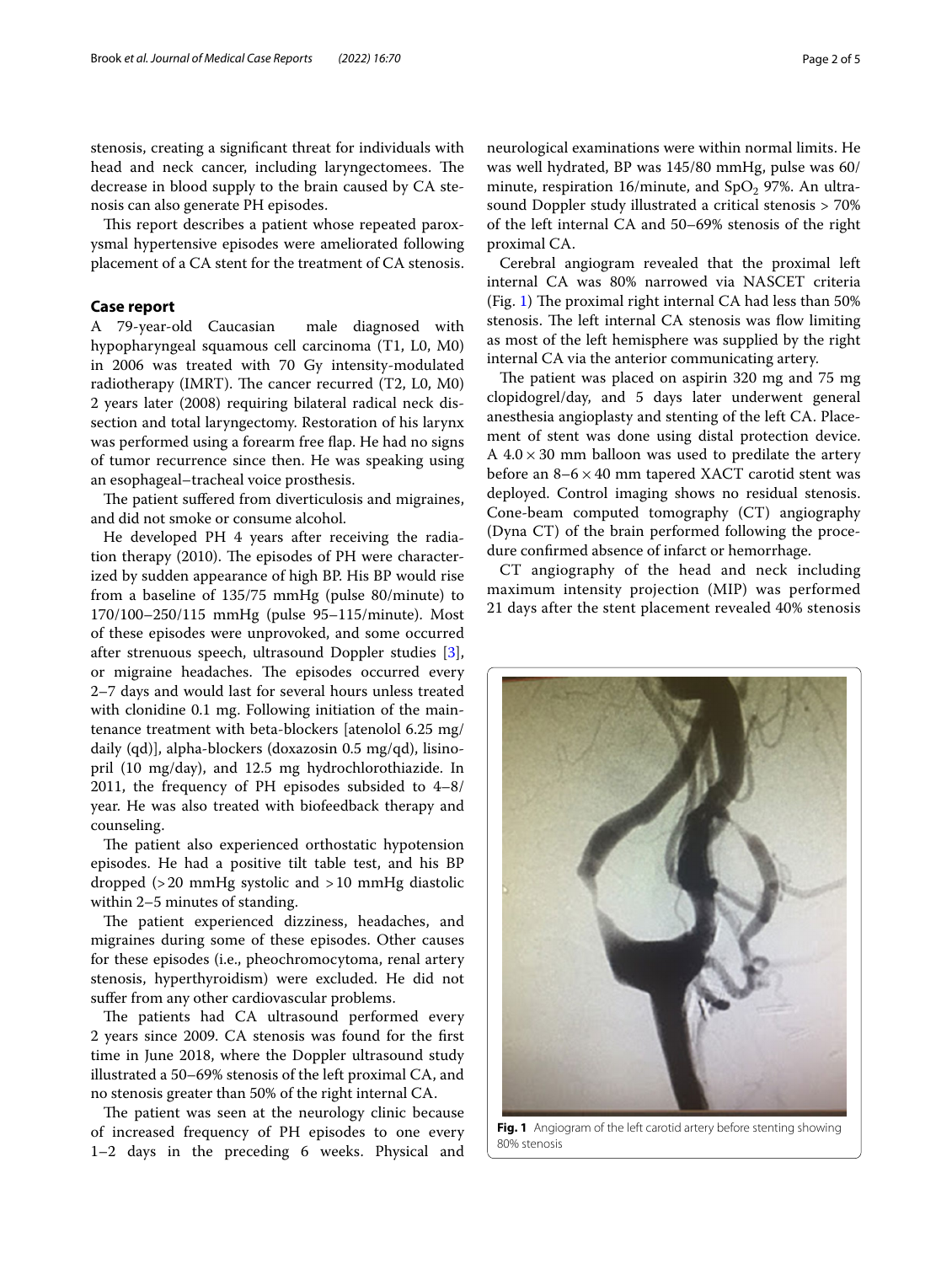stenosis, creating a significant threat for individuals with head and neck cancer, including laryngectomees. The decrease in blood supply to the brain caused by CA stenosis can also generate PH episodes.

This report describes a patient whose repeated paroxysmal hypertensive episodes were ameliorated following placement of a CA stent for the treatment of CA stenosis.

## Case report

A 79-year-old Caucasian male diagnosed with hypopharyngeal squamous cell carcinoma (T1, L0, M0) in 2006 was treated with 70 Gy intensity-modulated radiotherapy (IMRT). The cancer recurred (T2, L0, M0) 2 years later (2008) requiring bilateral radical neck dissection and total laryngectomy. Restoration of his larynx was performed using a forearm free flap. He had no signs of tumor recurrence since then. He was speaking using an esophageal–tracheal voice prosthesis.

The patient suffered from diverticulosis and migraines, and did not smoke or consume alcohol.

He developed PH 4 years after receiving the radiation therapy (2010). The episodes of PH were characterized by sudden appearance of high BP. His BP would rise from a baseline of 135/75 mmHg (pulse 80/minute) to 170/100–250/115 mmHg (pulse 95–115/minute). Most of these episodes were unprovoked, and some occurred after strenuous speech, ultrasound Doppler studies [3], or migraine headaches. The episodes occurred every 2–7 days and would last for several hours unless treated with clonidine 0.1 mg. Following initiation of the maintenance treatment with beta-blockers [atenolol 6.25 mg/daily (qd)], alpha-blockers (doxazosin 0.5 mg/qd), lisinopril (10 mg/day), and 12.5 mg hydrochlorothiazide. In 2011, the frequency of PH episodes subsided to 4–8/year. He was also treated with biofeedback therapy and counseling.

The patient also experienced orthostatic hypotension episodes. He had a positive tilt table test, and his BP dropped (> 20 mmHg systolic and > 10 mmHg diastolic within 2–5 minutes of standing.

The patient experienced dizziness, headaches, and migraines during some of these episodes. Other causes for these episodes (i.e., pheochromocytoma, renal artery stenosis, hyperthyroidism) were excluded. He did not suffer from any other cardiovascular problems.

The patients had CA ultrasound performed every 2 years since 2009. CA stenosis was found for the first time in June 2018, where the Doppler ultrasound study illustrated a 50–69% stenosis of the left proximal CA, and no stenosis greater than 50% of the right internal CA.

The patient was seen at the neurology clinic because of increased frequency of PH episodes to one every 1–2 days in the preceding 6 weeks. Physical and neurological examinations were within normal limits. He was well hydrated, BP was 145/80 mmHg, pulse was 60/minute, respiration 16/minute, and $SpO_2$ 97%. An ultrasound Doppler study illustrated a critical stenosis > 70% of the left internal CA and 50–69% stenosis of the right proximal CA.

Cerebral angiogram revealed that the proximal left internal CA was 80% narrowed via NASCET criteria (Fig. 1) The proximal right internal CA had less than 50% stenosis. The left internal CA stenosis was flow limiting as most of the left hemisphere was supplied by the right internal CA via the anterior communicating artery.

The patient was placed on aspirin 320 mg and 75 mg clopidogrel/day, and 5 days later underwent general anesthesia angioplasty and stenting of the left CA. Placement of stent was done using distal protection device. A $4.0 \times 30$ mm balloon was used to predilate the artery before an $8–6 \times 40$ mm tapered XACT carotid stent was deployed. Control imaging shows no residual stenosis. Cone-beam computed tomography (CT) angiography (Dyna CT) of the brain performed following the procedure confirmed absence of infarct or hemorrhage.

CT angiography of the head and neck including maximum intensity projection (MIP) was performed 21 days after the stent placement revealed 40% stenosis

**Fig. 1** Angiogram of the left carotid artery before stenting showing 80% stenosis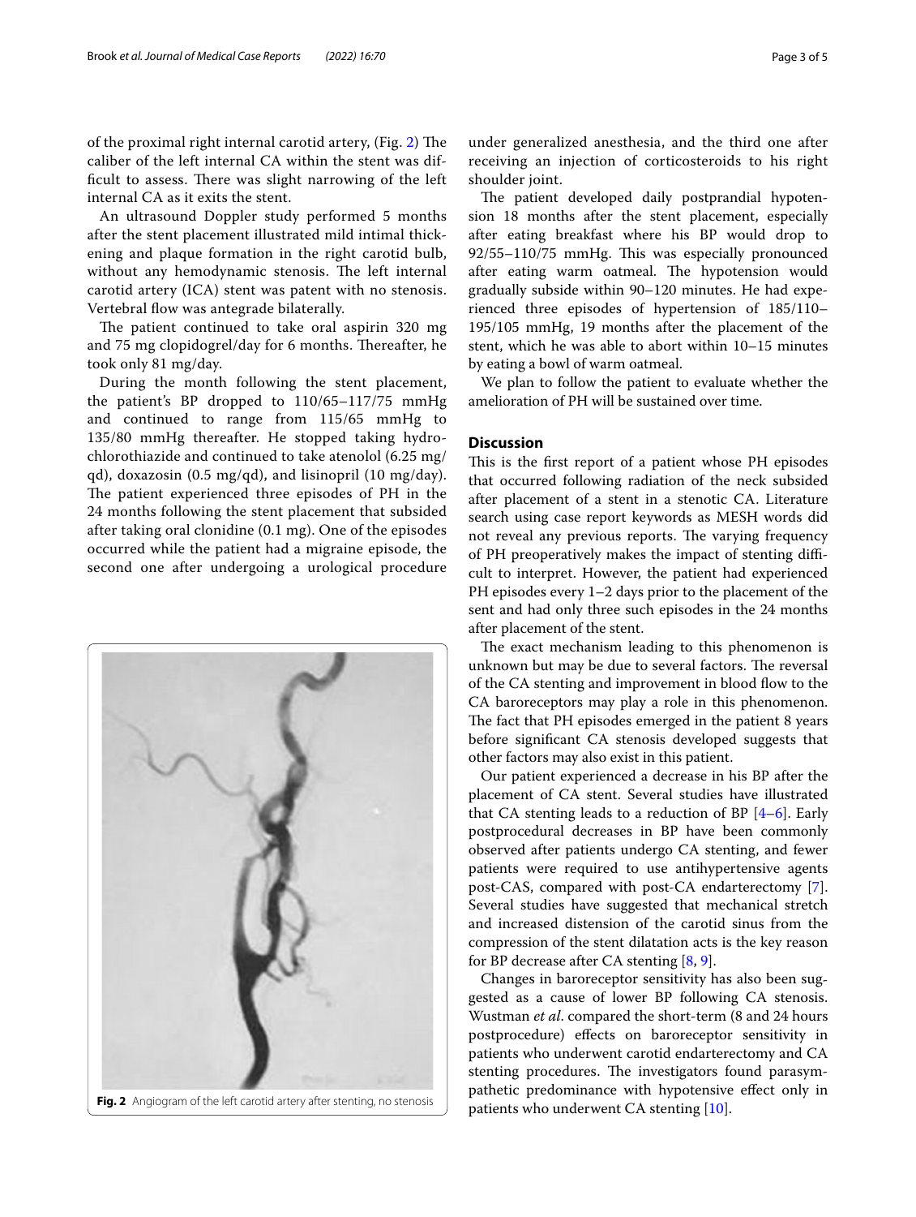of the proximal right internal carotid artery, (Fig. 2) The caliber of the left internal CA within the stent was difficult to assess. There was slight narrowing of the left internal CA as it exits the stent.

An ultrasound Doppler study performed 5 months after the stent placement illustrated mild intimal thickening and plaque formation in the right carotid bulb, without any hemodynamic stenosis. The left internal carotid artery (ICA) stent was patent with no stenosis. Vertebral flow was antegrade bilaterally.

The patient continued to take oral aspirin 320 mg and 75 mg clopidogrel/day for 6 months. Thereafter, he took only 81 mg/day.

During the month following the stent placement, the patient's BP dropped to 110/65–117/75 mmHg and continued to range from 115/65 mmHg to 135/80 mmHg thereafter. He stopped taking hydrochlorothiazide and continued to take atenolol (6.25 mg/qd), doxazosin (0.5 mg/qd), and lisinopril (10 mg/day). The patient experienced three episodes of PH in the 24 months following the stent placement that subsided after taking oral clonidine (0.1 mg). One of the episodes occurred while the patient had a migraine episode, the second one after undergoing a urological procedure under generalized anesthesia, and the third one after receiving an injection of corticosteroids to his right shoulder joint.

Fig. 2 Angiogram of the left carotid artery after stenting, no stenosis

The patient developed daily postprandial hypotension 18 months after the stent placement, especially after eating breakfast where his BP would drop to 92/55–110/75 mmHg. This was especially pronounced after eating warm oatmeal. The hypotension would gradually subside within 90–120 minutes. He had experienced three episodes of hypertension of 185/110–195/105 mmHg, 19 months after the placement of the stent, which he was able to abort within 10–15 minutes by eating a bowl of warm oatmeal.

We plan to follow the patient to evaluate whether the amelioration of PH will be sustained over time.

## Discussion

This is the first report of a patient whose PH episodes that occurred following radiation of the neck subsided after placement of a stent in a stenotic CA. Literature search using case report keywords as MESH words did not reveal any previous reports. The varying frequency of PH preoperatively makes the impact of stenting difficult to interpret. However, the patient had experienced PH episodes every 1–2 days prior to the placement of the sent and had only three such episodes in the 24 months after placement of the stent.

The exact mechanism leading to this phenomenon is unknown but may be due to several factors. The reversal of the CA stenting and improvement in blood flow to the CA baroreceptors may play a role in this phenomenon. The fact that PH episodes emerged in the patient 8 years before significant CA stenosis developed suggests that other factors may also exist in this patient.

Our patient experienced a decrease in his BP after the placement of CA stent. Several studies have illustrated that CA stenting leads to a reduction of BP [4–6]. Early postprocedural decreases in BP have been commonly observed after patients undergo CA stenting, and fewer patients were required to use antihypertensive agents post-CAS, compared with post-CA endarterectomy [7]. Several studies have suggested that mechanical stretch and increased distension of the carotid sinus from the compression of the stent dilatation acts is the key reason for BP decrease after CA stenting [8, 9].

Changes in baroreceptor sensitivity has also been suggested as a cause of lower BP following CA stenosis. Wustman *et al*. compared the short-term (8 and 24 hours postprocedure) effects on baroreceptor sensitivity in patients who underwent carotid endarterectomy and CA stenting procedures. The investigators found parasympathetic predominance with hypotensive effect only in patients who underwent CA stenting [10].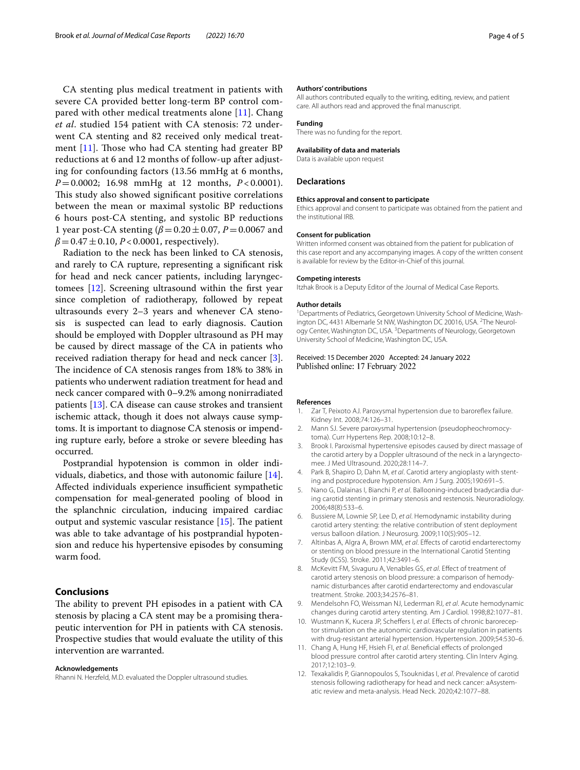CA stenting plus medical treatment in patients with severe CA provided better long-term BP control compared with other medical treatments alone [11]. Chang *et al*. studied 154 patient with CA stenosis: 72 underwent CA stenting and 82 received only medical treatment [11]. Those who had CA stenting had greater BP reductions at 6 and 12 months of follow-up after adjusting for confounding factors (13.56 mmHg at 6 months, $P = 0.0002$; 16.98 mmHg at 12 months, $P < 0.0001$). This study also showed significant positive correlations between the mean or maximal systolic BP reductions 6 hours post-CA stenting, and systolic BP reductions 1 year post-CA stenting ($\beta = 0.20 \pm 0.07$, $P = 0.0067$ and $\beta = 0.47 \pm 0.10$, $P < 0.0001$, respectively).

Radiation to the neck has been linked to CA stenosis, and rarely to CA rupture, representing a significant risk for head and neck cancer patients, including laryngectomees [12]. Screening ultrasound within the first year since completion of radiotherapy, followed by repeat ultrasounds every 2–3 years and whenever CA stenosis is suspected can lead to early diagnosis. Caution should be employed with Doppler ultrasound as PH may be caused by direct massage of the CA in patients who received radiation therapy for head and neck cancer [3]. The incidence of CA stenosis ranges from 18% to 38% in patients who underwent radiation treatment for head and neck cancer compared with 0–9.2% among nonirradiated patients [13]. CA disease can cause strokes and transient ischemic attack, though it does not always cause symptoms. It is important to diagnose CA stenosis or impending rupture early, before a stroke or severe bleeding has occurred.

Postprandial hypotension is common in older individuals, diabetics, and those with autonomic failure [14]. Affected individuals experience insufficient sympathetic compensation for meal-generated pooling of blood in the splanchnic circulation, inducing impaired cardiac output and systemic vascular resistance [15]. The patient was able to take advantage of his postprandial hypotension and reduce his hypertensive episodes by consuming warm food.

## Conclusions

The ability to prevent PH episodes in a patient with CA stenosis by placing a CA stent may be a promising therapeutic intervention for PH in patients with CA stenosis. Prospective studies that would evaluate the utility of this intervention are warranted.

#### Acknowledgements

Rhanni N. Herzfeld, M.D. evaluated the Doppler ultrasound studies.

#### Authors' contributions

All authors contributed equally to the writing, editing, review, and patient care. All authors read and approved the final manuscript.

#### Funding

There was no funding for the report.

#### Availability of data and materials

Data is available upon request

## Declarations

#### Ethics approval and consent to participate

Ethics approval and consent to participate was obtained from the patient and the institutional IRB.

#### Consent for publication

Written informed consent was obtained from the patient for publication of this case report and any accompanying images. A copy of the written consent is available for review by the Editor-in-Chief of this journal.

#### Competing interests

Itzhak Brook is a Deputy Editor of the Journal of Medical Case Reports.

#### Author details

[1]Departments of Pediatrics, Georgetown University School of Medicine, Washington DC, 4431 Albemarle St NW, Washington DC 20016, USA. [2]The Neurology Center, Washington DC, USA. [3]Departments of Neurology, Georgetown University School of Medicine, Washington DC, USA.

Received: 15 December 2020 Accepted: 24 January 2022
Published online: 17 February 2022

#### References

1. Zar T, Peixoto AJ. Paroxysmal hypertension due to baroreflex failure. Kidney Int. 2008;74:126–31.
2. Mann SJ. Severe paroxysmal hypertension (pseudopheochromocytoma). Curr Hypertens Rep. 2008;10:12–8.
3. Brook I. Paroxismal hypertensive episodes caused by direct massage of the carotid artery by a Doppler ultrasound of the neck in a laryngectomee. J Med Ultrasound. 2020;28:114–7.
4. Park B, Shapiro D, Dahn M, *et al*. Carotid artery angioplasty with stenting and postprocedure hypotension. Am J Surg. 2005;190:691–5.
5. Nano G, Dalainas I, Bianchi P, *et al*. Ballooning-induced bradycardia during carotid stenting in primary stenosis and restenosis. Neuroradiology. 2006;48(8):533–6.
6. Bussiere M, Lownie SP, Lee D, *et al*. Hemodynamic instability during carotid artery stenting: the relative contribution of stent deployment versus balloon dilation. J Neurosurg. 2009;110(5):905–12.
7. Altinbas A, Algra A, Brown MM, *et al*. Effects of carotid endarterectomy or stenting on blood pressure in the International Carotid Stenting Study (ICSS). Stroke. 2011;42:3491–6.
8. McKevitt FM, Sivaguru A, Venables GS, *et al*. Effect of treatment of carotid artery stenosis on blood pressure: a comparison of hemodynamic disturbances after carotid endarterectomy and endovascular treatment. Stroke. 2003;34:2576–81.
9. Mendelsohn FO, Weissman NJ, Lederman RJ, *et al*. Acute hemodynamic changes during carotid artery stenting. Am J Cardiol. 1998;82:1077–81.
10. Wustmann K, Kucera JP, Scheffers I, *et al*. Effects of chronic baroreceptor stimulation on the autonomic cardiovascular regulation in patients with drug-resistant arterial hypertension. Hypertension. 2009;54:530–6.
11. Chang A, Hung HF, Hsieh FI, *et al*. Beneficial effects of prolonged blood pressure control after carotid artery stenting. Clin Interv Aging. 2017;12:103–9.
12. Texakalidis P, Giannopoulos S, Tsouknidas I, *et al*. Prevalence of carotid stenosis following radiotherapy for head and neck cancer: aAsystematic review and meta-analysis. Head Neck. 2020;42:1077–88.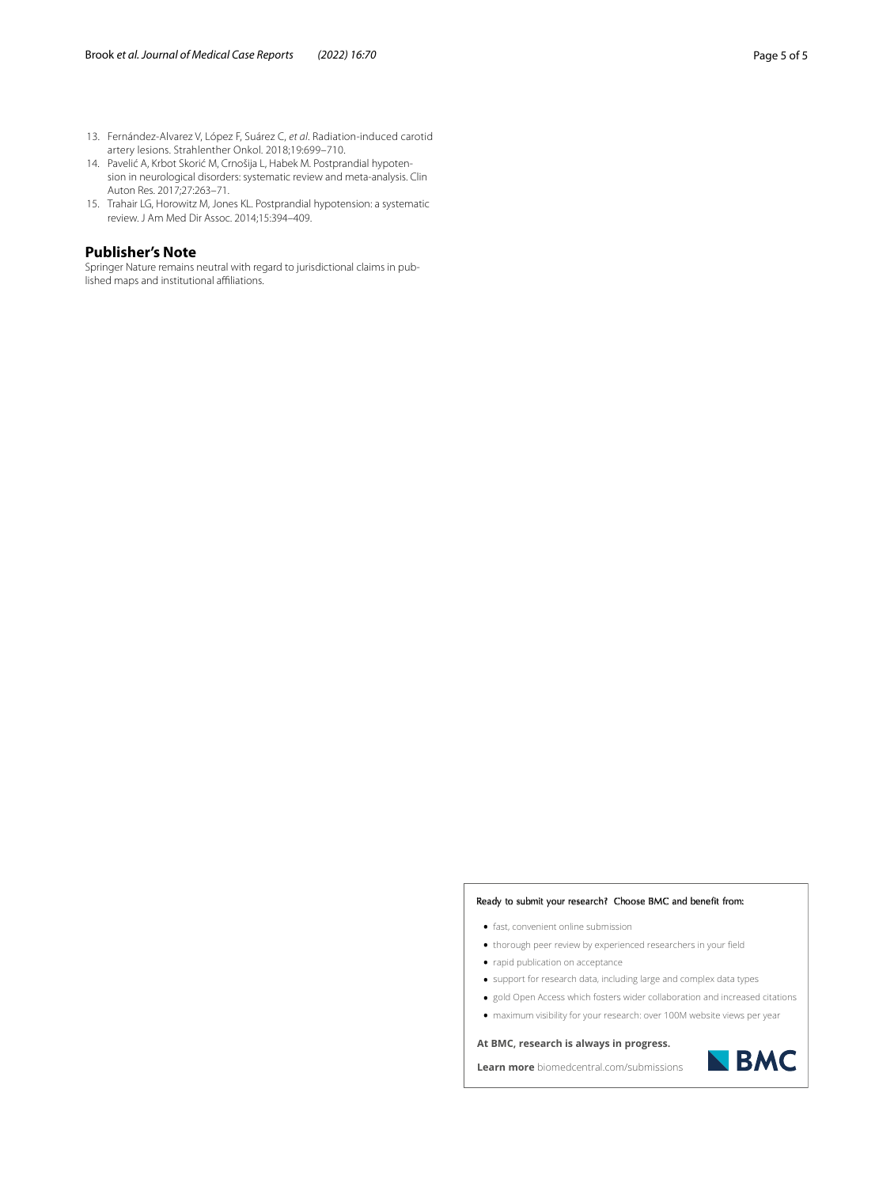13. Fernández-Alvarez V, López F, Suárez C, *et al*. Radiation-induced carotid artery lesions. Strahlenther Onkol. 2018;19:699–710.
14. Pavelić A, Krbot Skorić M, Crnošija L, Habek M. Postprandial hypotension in neurological disorders: systematic review and meta-analysis. Clin Auton Res. 2017;27:263–71.
15. Trahair LG, Horowitz M, Jones KL. Postprandial hypotension: a systematic review. J Am Med Dir Assoc. 2014;15:394–409.

## Publisher's Note

Springer Nature remains neutral with regard to jurisdictional claims in published maps and institutional affiliations.

Ready to submit your research? Choose BMC and benefit from:

- fast, convenient online submission
- thorough peer review by experienced researchers in your field
- rapid publication on acceptance
- support for research data, including large and complex data types
- gold Open Access which fosters wider collaboration and increased citations
- maximum visibility for your research: over 100M website views per year

**At BMC, research is always in progress.**

**Learn more** biomedcentral.com/submissions

BMC